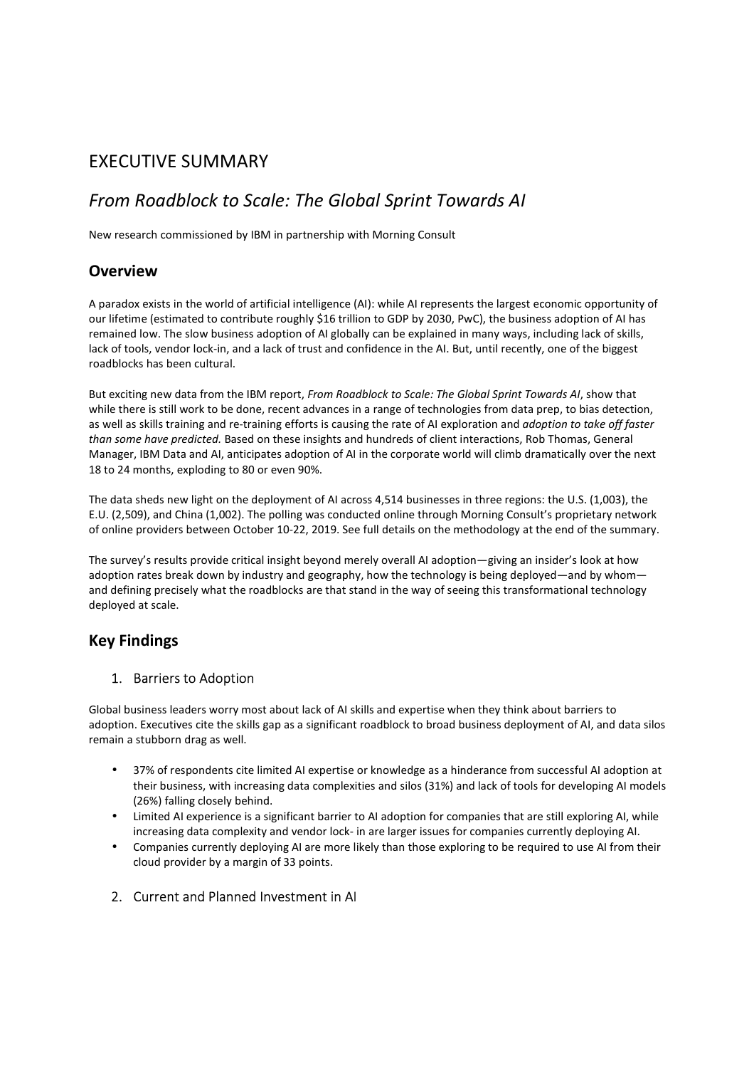# EXECUTIVE SUMMARY

## *From Roadblock to Scale: The Global Sprint Towards AI*

New research commissioned by IBM in partnership with Morning Consult

### Overview

A paradox exists in the world of artificial intelligence (AI): while AI represents the largest economic opportunity of our lifetime (estimated to contribute roughly $16 trillion to GDP by 2030, PwC), the business adoption of AI has remained low. The slow business adoption of AI globally can be explained in many ways, including lack of skills, lack of tools, vendor lock-in, and a lack of trust and confidence in the AI. But, until recently, one of the biggest roadblocks has been cultural.

But exciting new data from the IBM report, *From Roadblock to Scale: The Global Sprint Towards AI*, show that while there is still work to be done, recent advances in a range of technologies from data prep, to bias detection, as well as skills training and re-training efforts is causing the rate of AI exploration and *adoption to take off faster than some have predicted.* Based on these insights and hundreds of client interactions, Rob Thomas, General Manager, IBM Data and AI, anticipates adoption of AI in the corporate world will climb dramatically over the next 18 to 24 months, exploding to 80 or even 90%.

The data sheds new light on the deployment of AI across 4,514 businesses in three regions: the U.S. (1,003), the E.U. (2,509), and China (1,002). The polling was conducted online through Morning Consult's proprietary network of online providers between October 10-22, 2019. See full details on the methodology at the end of the summary.

The survey's results provide critical insight beyond merely overall AI adoption—giving an insider's look at how adoption rates break down by industry and geography, how the technology is being deployed—and by whom—and defining precisely what the roadblocks are that stand in the way of seeing this transformational technology deployed at scale.

### Key Findings

1. Barriers to Adoption

Global business leaders worry most about lack of AI skills and expertise when they think about barriers to adoption. Executives cite the skills gap as a significant roadblock to broad business deployment of AI, and data silos remain a stubborn drag as well.

- 37% of respondents cite limited AI expertise or knowledge as a hinderance from successful AI adoption at their business, with increasing data complexities and silos (31%) and lack of tools for developing AI models (26%) falling closely behind.
- Limited AI experience is a significant barrier to AI adoption for companies that are still exploring AI, while increasing data complexity and vendor lock- in are larger issues for companies currently deploying AI.
- Companies currently deploying AI are more likely than those exploring to be required to use AI from their cloud provider by a margin of 33 points.

2. Current and Planned Investment in AI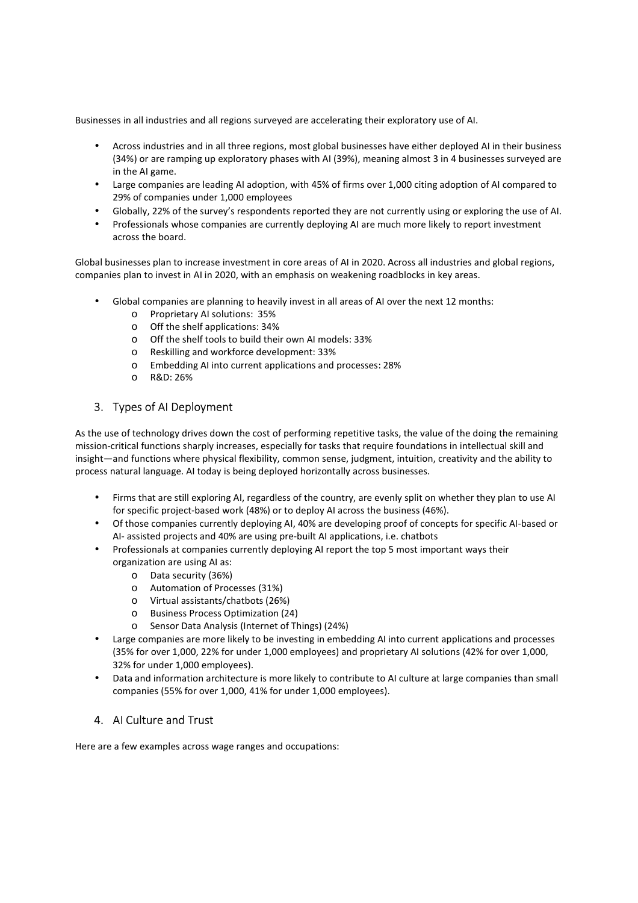Businesses in all industries and all regions surveyed are accelerating their exploratory use of AI.

- Across industries and in all three regions, most global businesses have either deployed AI in their business (34%) or are ramping up exploratory phases with AI (39%), meaning almost 3 in 4 businesses surveyed are in the AI game.
- Large companies are leading AI adoption, with 45% of firms over 1,000 citing adoption of AI compared to 29% of companies under 1,000 employees
- Globally, 22% of the survey's respondents reported they are not currently using or exploring the use of AI.
- Professionals whose companies are currently deploying AI are much more likely to report investment across the board.

Global businesses plan to increase investment in core areas of AI in 2020. Across all industries and global regions, companies plan to invest in AI in 2020, with an emphasis on weakening roadblocks in key areas.

- Global companies are planning to heavily invest in all areas of AI over the next 12 months:
  - Proprietary AI solutions: 35%
  - Off the shelf applications: 34%
  - Off the shelf tools to build their own AI models: 33%
  - Reskilling and workforce development: 33%
  - Embedding AI into current applications and processes: 28%
  - R&D: 26%

## 3. Types of AI Deployment

As the use of technology drives down the cost of performing repetitive tasks, the value of the doing the remaining mission-critical functions sharply increases, especially for tasks that require foundations in intellectual skill and insight—and functions where physical flexibility, common sense, judgment, intuition, creativity and the ability to process natural language. AI today is being deployed horizontally across businesses.

- Firms that are still exploring AI, regardless of the country, are evenly split on whether they plan to use AI for specific project-based work (48%) or to deploy AI across the business (46%).
- Of those companies currently deploying AI, 40% are developing proof of concepts for specific AI-based or AI- assisted projects and 40% are using pre-built AI applications, i.e. chatbots
- Professionals at companies currently deploying AI report the top 5 most important ways their organization are using AI as:
  - Data security (36%)
  - Automation of Processes (31%)
  - Virtual assistants/chatbots (26%)
  - Business Process Optimization (24)
  - Sensor Data Analysis (Internet of Things) (24%)
- Large companies are more likely to be investing in embedding AI into current applications and processes (35% for over 1,000, 22% for under 1,000 employees) and proprietary AI solutions (42% for over 1,000, 32% for under 1,000 employees).
- Data and information architecture is more likely to contribute to AI culture at large companies than small companies (55% for over 1,000, 41% for under 1,000 employees).

## 4. AI Culture and Trust

Here are a few examples across wage ranges and occupations: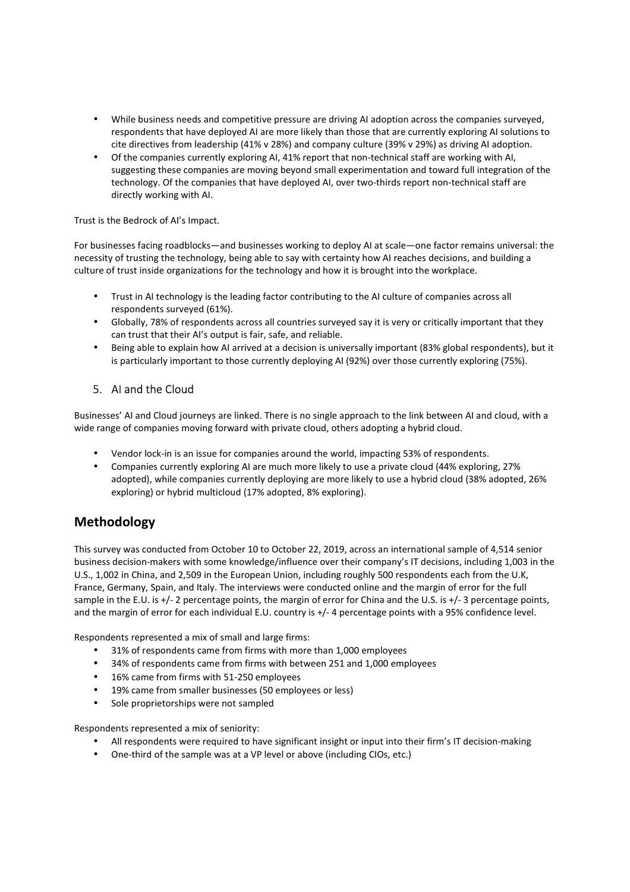- While business needs and competitive pressure are driving AI adoption across the companies surveyed, respondents that have deployed AI are more likely than those that are currently exploring AI solutions to cite directives from leadership (41% v 28%) and company culture (39% v 29%) as driving AI adoption.
- Of the companies currently exploring AI, 41% report that non-technical staff are working with AI, suggesting these companies are moving beyond small experimentation and toward full integration of the technology. Of the companies that have deployed AI, over two-thirds report non-technical staff are directly working with AI.

Trust is the Bedrock of AI's Impact.

For businesses facing roadblocks—and businesses working to deploy AI at scale—one factor remains universal: the necessity of trusting the technology, being able to say with certainty how AI reaches decisions, and building a culture of trust inside organizations for the technology and how it is brought into the workplace.

- Trust in AI technology is the leading factor contributing to the AI culture of companies across all respondents surveyed (61%).
- Globally, 78% of respondents across all countries surveyed say it is very or critically important that they can trust that their AI's output is fair, safe, and reliable.
- Being able to explain how AI arrived at a decision is universally important (83% global respondents), but it is particularly important to those currently deploying AI (92%) over those currently exploring (75%).

### 5. AI and the Cloud

Businesses' AI and Cloud journeys are linked. There is no single approach to the link between AI and cloud, with a wide range of companies moving forward with private cloud, others adopting a hybrid cloud.

- Vendor lock-in is an issue for companies around the world, impacting 53% of respondents.
- Companies currently exploring AI are much more likely to use a private cloud (44% exploring, 27% adopted), while companies currently deploying are more likely to use a hybrid cloud (38% adopted, 26% exploring) or hybrid multicloud (17% adopted, 8% exploring).

## Methodology

This survey was conducted from October 10 to October 22, 2019, across an international sample of 4,514 senior business decision-makers with some knowledge/influence over their company's IT decisions, including 1,003 in the U.S., 1,002 in China, and 2,509 in the European Union, including roughly 500 respondents each from the U.K, France, Germany, Spain, and Italy. The interviews were conducted online and the margin of error for the full sample in the E.U. is +/- 2 percentage points, the margin of error for China and the U.S. is +/- 3 percentage points, and the margin of error for each individual E.U. country is +/- 4 percentage points with a 95% confidence level.

Respondents represented a mix of small and large firms:

- 31% of respondents came from firms with more than 1,000 employees
- 34% of respondents came from firms with between 251 and 1,000 employees
- 16% came from firms with 51-250 employees
- 19% came from smaller businesses (50 employees or less)
- Sole proprietorships were not sampled

Respondents represented a mix of seniority:

- All respondents were required to have significant insight or input into their firm's IT decision-making
- One-third of the sample was at a VP level or above (including CIOs, etc.)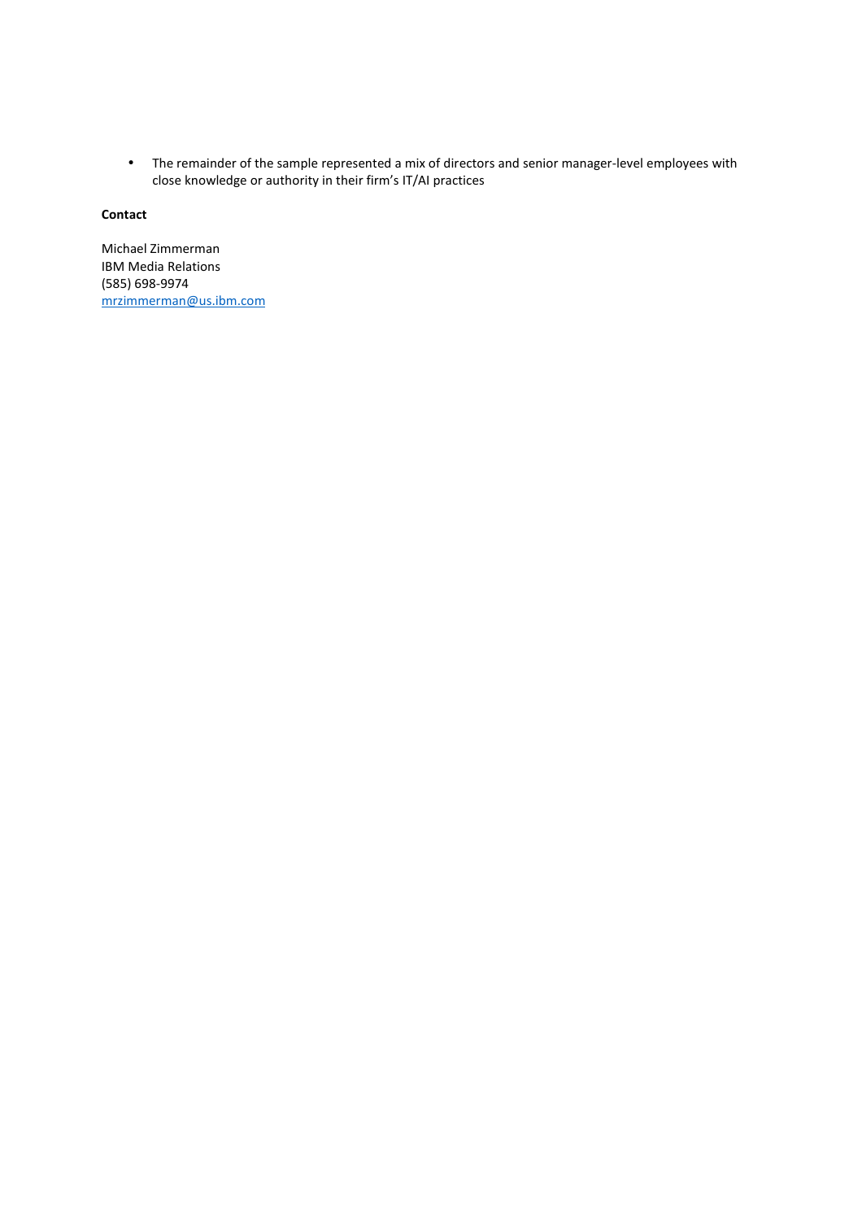- The remainder of the sample represented a mix of directors and senior manager-level employees with close knowledge or authority in their firm's IT/AI practices

**Contact**

Michael Zimmerman
IBM Media Relations
(585) 698-9974
mrzimmerman@us.ibm.com